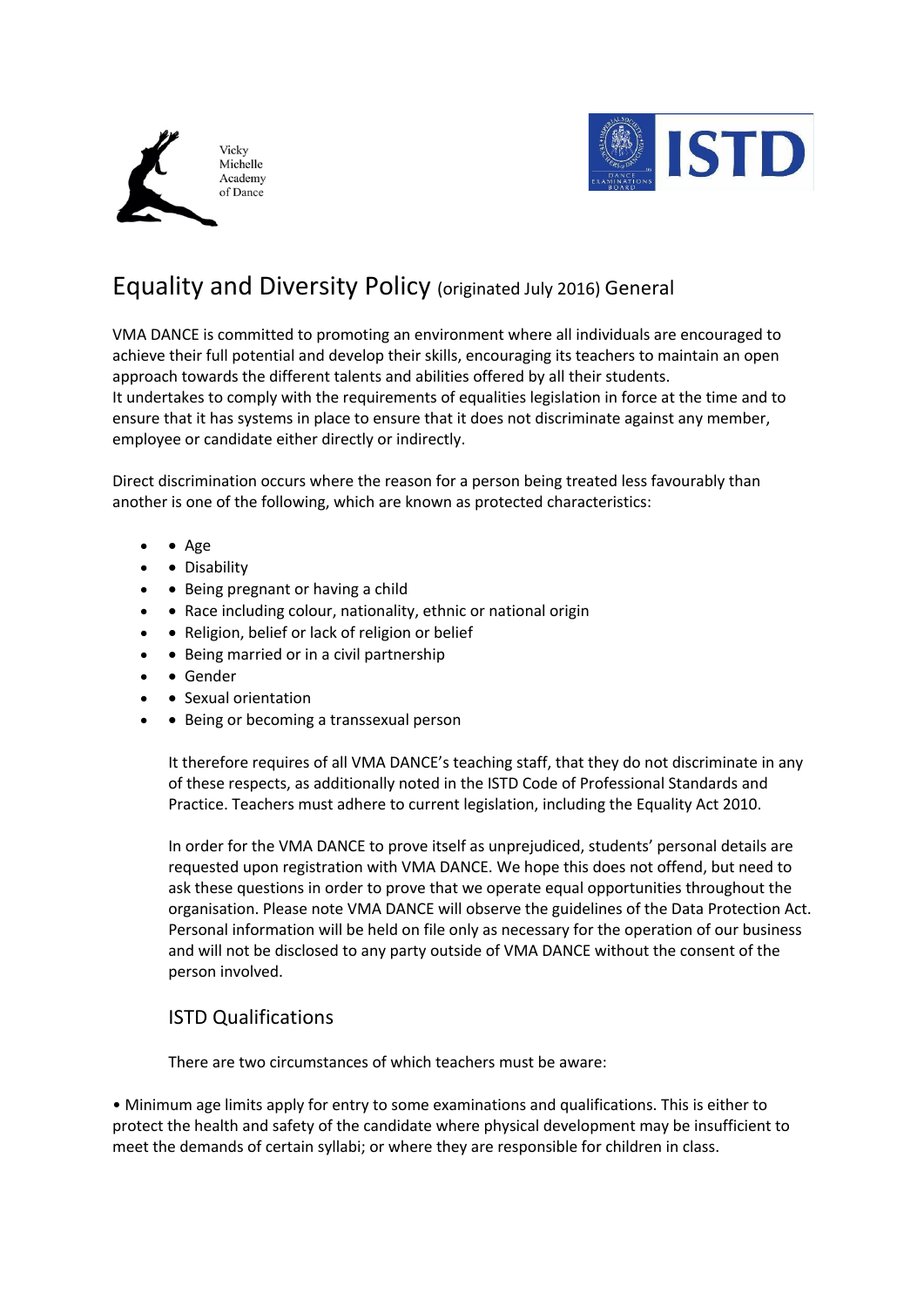Vicky Michelle Academy of Dance

ISTD

# Equality and Diversity Policy (originated July 2016) General

VMA DANCE is committed to promoting an environment where all individuals are encouraged to achieve their full potential and develop their skills, encouraging its teachers to maintain an open approach towards the different talents and abilities offered by all their students.
It undertakes to comply with the requirements of equalities legislation in force at the time and to ensure that it has systems in place to ensure that it does not discriminate against any member, employee or candidate either directly or indirectly.

Direct discrimination occurs where the reason for a person being treated less favourably than another is one of the following, which are known as protected characteristics:

- Age
- Disability
- Being pregnant or having a child
- Race including colour, nationality, ethnic or national origin
- Religion, belief or lack of religion or belief
- Being married or in a civil partnership
- Gender
- Sexual orientation
- Being or becoming a transsexual person

It therefore requires of all VMA DANCE's teaching staff, that they do not discriminate in any of these respects, as additionally noted in the ISTD Code of Professional Standards and Practice. Teachers must adhere to current legislation, including the Equality Act 2010.

In order for the VMA DANCE to prove itself as unprejudiced, students' personal details are requested upon registration with VMA DANCE. We hope this does not offend, but need to ask these questions in order to prove that we operate equal opportunities throughout the organisation. Please note VMA DANCE will observe the guidelines of the Data Protection Act. Personal information will be held on file only as necessary for the operation of our business and will not be disclosed to any party outside of VMA DANCE without the consent of the person involved.

## ISTD Qualifications

There are two circumstances of which teachers must be aware:

• Minimum age limits apply for entry to some examinations and qualifications. This is either to protect the health and safety of the candidate where physical development may be insufficient to meet the demands of certain syllabi; or where they are responsible for children in class.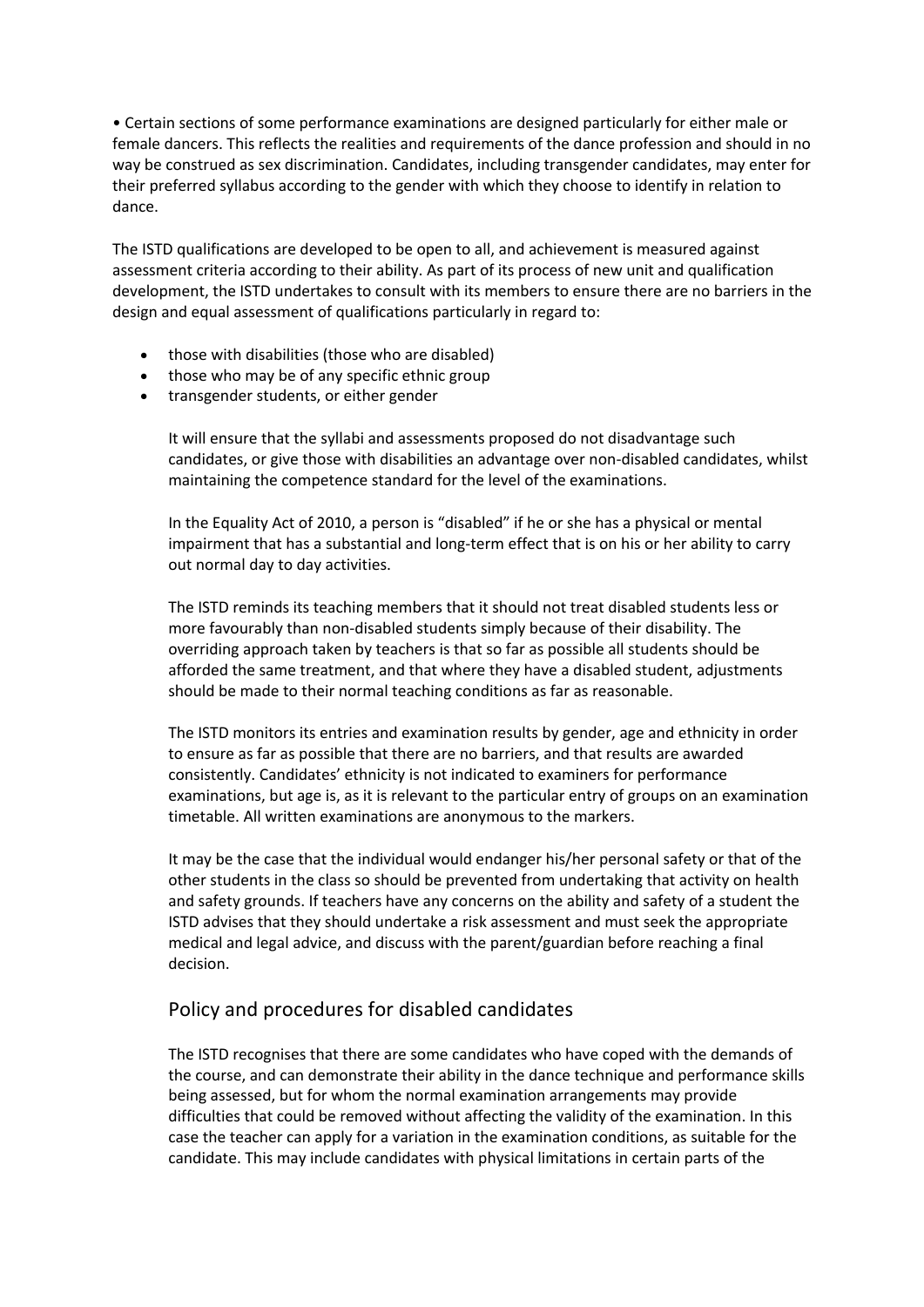- Certain sections of some performance examinations are designed particularly for either male or female dancers. This reflects the realities and requirements of the dance profession and should in no way be construed as sex discrimination. Candidates, including transgender candidates, may enter for their preferred syllabus according to the gender with which they choose to identify in relation to dance.

The ISTD qualifications are developed to be open to all, and achievement is measured against assessment criteria according to their ability. As part of its process of new unit and qualification development, the ISTD undertakes to consult with its members to ensure there are no barriers in the design and equal assessment of qualifications particularly in regard to:

- those with disabilities (those who are disabled)
- those who may be of any specific ethnic group
- transgender students, or either gender

It will ensure that the syllabi and assessments proposed do not disadvantage such candidates, or give those with disabilities an advantage over non-disabled candidates, whilst maintaining the competence standard for the level of the examinations.

In the Equality Act of 2010, a person is "disabled" if he or she has a physical or mental impairment that has a substantial and long-term effect that is on his or her ability to carry out normal day to day activities.

The ISTD reminds its teaching members that it should not treat disabled students less or more favourably than non-disabled students simply because of their disability. The overriding approach taken by teachers is that so far as possible all students should be afforded the same treatment, and that where they have a disabled student, adjustments should be made to their normal teaching conditions as far as reasonable.

The ISTD monitors its entries and examination results by gender, age and ethnicity in order to ensure as far as possible that there are no barriers, and that results are awarded consistently. Candidates' ethnicity is not indicated to examiners for performance examinations, but age is, as it is relevant to the particular entry of groups on an examination timetable. All written examinations are anonymous to the markers.

It may be the case that the individual would endanger his/her personal safety or that of the other students in the class so should be prevented from undertaking that activity on health and safety grounds. If teachers have any concerns on the ability and safety of a student the ISTD advises that they should undertake a risk assessment and must seek the appropriate medical and legal advice, and discuss with the parent/guardian before reaching a final decision.

## Policy and procedures for disabled candidates

The ISTD recognises that there are some candidates who have coped with the demands of the course, and can demonstrate their ability in the dance technique and performance skills being assessed, but for whom the normal examination arrangements may provide difficulties that could be removed without affecting the validity of the examination. In this case the teacher can apply for a variation in the examination conditions, as suitable for the candidate. This may include candidates with physical limitations in certain parts of the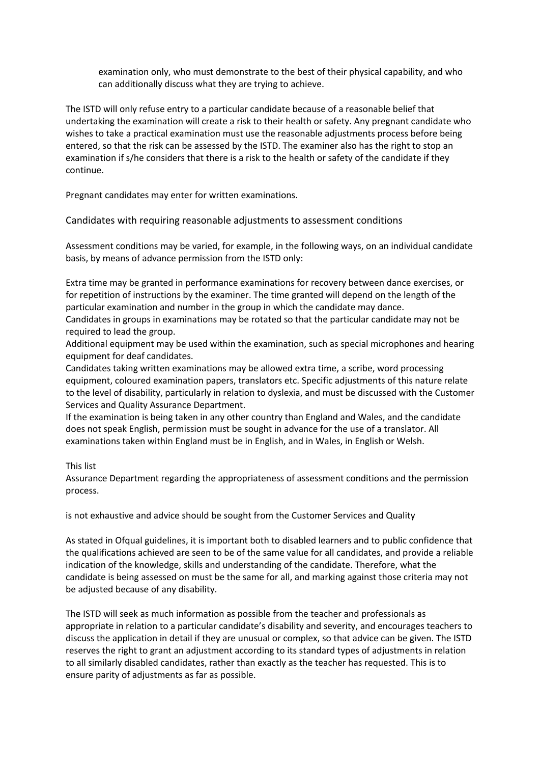examination only, who must demonstrate to the best of their physical capability, and who can additionally discuss what they are trying to achieve.

The ISTD will only refuse entry to a particular candidate because of a reasonable belief that undertaking the examination will create a risk to their health or safety. Any pregnant candidate who wishes to take a practical examination must use the reasonable adjustments process before being entered, so that the risk can be assessed by the ISTD. The examiner also has the right to stop an examination if s/he considers that there is a risk to the health or safety of the candidate if they continue.

Pregnant candidates may enter for written examinations.

## Candidates with requiring reasonable adjustments to assessment conditions

Assessment conditions may be varied, for example, in the following ways, on an individual candidate basis, by means of advance permission from the ISTD only:

Extra time may be granted in performance examinations for recovery between dance exercises, or for repetition of instructions by the examiner. The time granted will depend on the length of the particular examination and number in the group in which the candidate may dance.
Candidates in groups in examinations may be rotated so that the particular candidate may not be required to lead the group.
Additional equipment may be used within the examination, such as special microphones and hearing equipment for deaf candidates.
Candidates taking written examinations may be allowed extra time, a scribe, word processing equipment, coloured examination papers, translators etc. Specific adjustments of this nature relate to the level of disability, particularly in relation to dyslexia, and must be discussed with the Customer Services and Quality Assurance Department.
If the examination is being taken in any other country than England and Wales, and the candidate does not speak English, permission must be sought in advance for the use of a translator. All examinations taken within England must be in English, and in Wales, in English or Welsh.

This list is not exhaustive and advice should be sought from the Customer Services and Quality Assurance Department regarding the appropriateness of assessment conditions and the permission process.

As stated in Ofqual guidelines, it is important both to disabled learners and to public confidence that the qualifications achieved are seen to be of the same value for all candidates, and provide a reliable indication of the knowledge, skills and understanding of the candidate. Therefore, what the candidate is being assessed on must be the same for all, and marking against those criteria may not be adjusted because of any disability.

The ISTD will seek as much information as possible from the teacher and professionals as appropriate in relation to a particular candidate's disability and severity, and encourages teachers to discuss the application in detail if they are unusual or complex, so that advice can be given. The ISTD reserves the right to grant an adjustment according to its standard types of adjustments in relation to all similarly disabled candidates, rather than exactly as the teacher has requested. This is to ensure parity of adjustments as far as possible.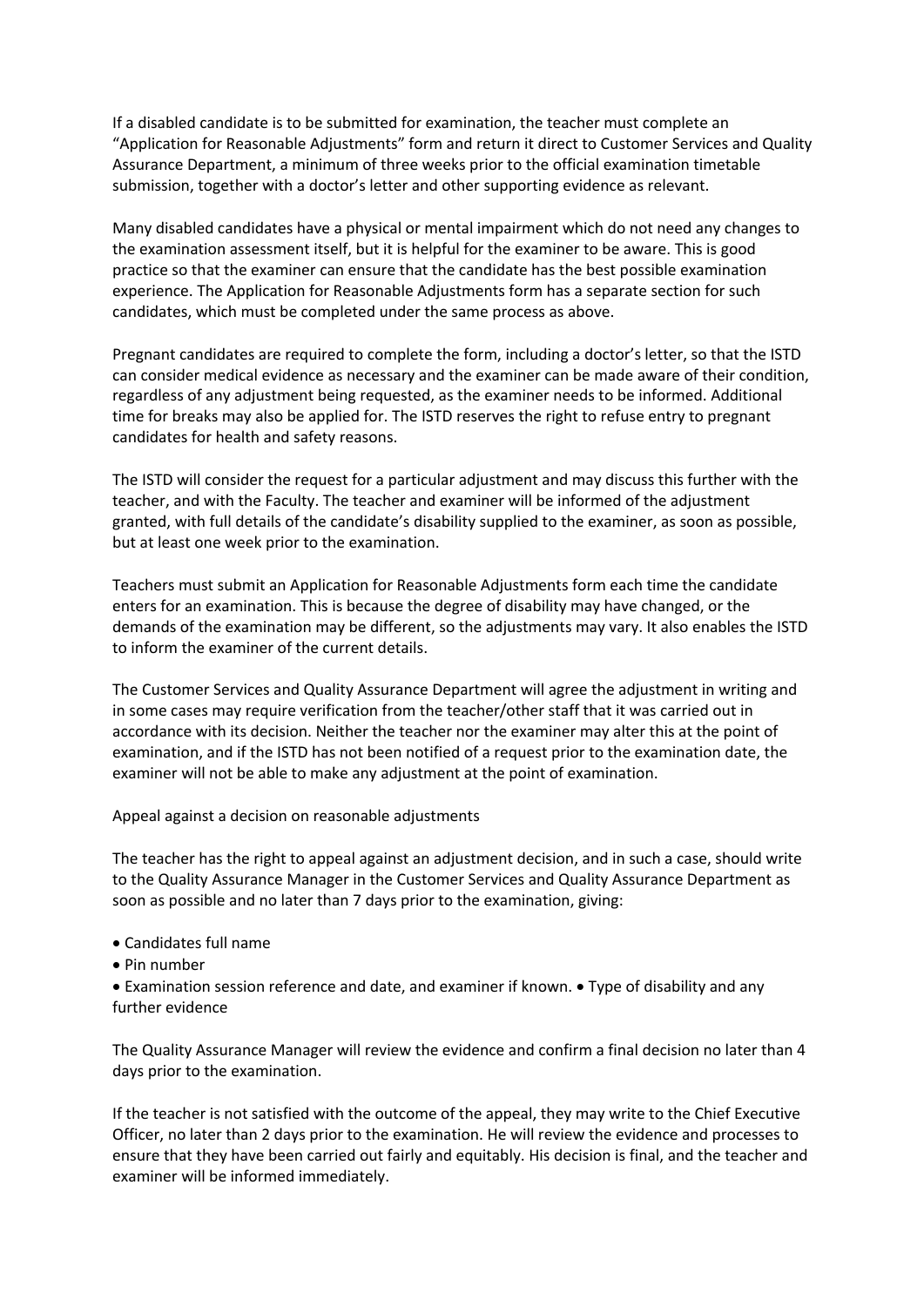If a disabled candidate is to be submitted for examination, the teacher must complete an "Application for Reasonable Adjustments" form and return it direct to Customer Services and Quality Assurance Department, a minimum of three weeks prior to the official examination timetable submission, together with a doctor's letter and other supporting evidence as relevant.

Many disabled candidates have a physical or mental impairment which do not need any changes to the examination assessment itself, but it is helpful for the examiner to be aware. This is good practice so that the examiner can ensure that the candidate has the best possible examination experience. The Application for Reasonable Adjustments form has a separate section for such candidates, which must be completed under the same process as above.

Pregnant candidates are required to complete the form, including a doctor's letter, so that the ISTD can consider medical evidence as necessary and the examiner can be made aware of their condition, regardless of any adjustment being requested, as the examiner needs to be informed. Additional time for breaks may also be applied for. The ISTD reserves the right to refuse entry to pregnant candidates for health and safety reasons.

The ISTD will consider the request for a particular adjustment and may discuss this further with the teacher, and with the Faculty. The teacher and examiner will be informed of the adjustment granted, with full details of the candidate's disability supplied to the examiner, as soon as possible, but at least one week prior to the examination.

Teachers must submit an Application for Reasonable Adjustments form each time the candidate enters for an examination. This is because the degree of disability may have changed, or the demands of the examination may be different, so the adjustments may vary. It also enables the ISTD to inform the examiner of the current details.

The Customer Services and Quality Assurance Department will agree the adjustment in writing and in some cases may require verification from the teacher/other staff that it was carried out in accordance with its decision. Neither the teacher nor the examiner may alter this at the point of examination, and if the ISTD has not been notified of a request prior to the examination date, the examiner will not be able to make any adjustment at the point of examination.

Appeal against a decision on reasonable adjustments

The teacher has the right to appeal against an adjustment decision, and in such a case, should write to the Quality Assurance Manager in the Customer Services and Quality Assurance Department as soon as possible and no later than 7 days prior to the examination, giving:

- Candidates full name
- Pin number
- Examination session reference and date, and examiner if known. • Type of disability and any further evidence

The Quality Assurance Manager will review the evidence and confirm a final decision no later than 4 days prior to the examination.

If the teacher is not satisfied with the outcome of the appeal, they may write to the Chief Executive Officer, no later than 2 days prior to the examination. He will review the evidence and processes to ensure that they have been carried out fairly and equitably. His decision is final, and the teacher and examiner will be informed immediately.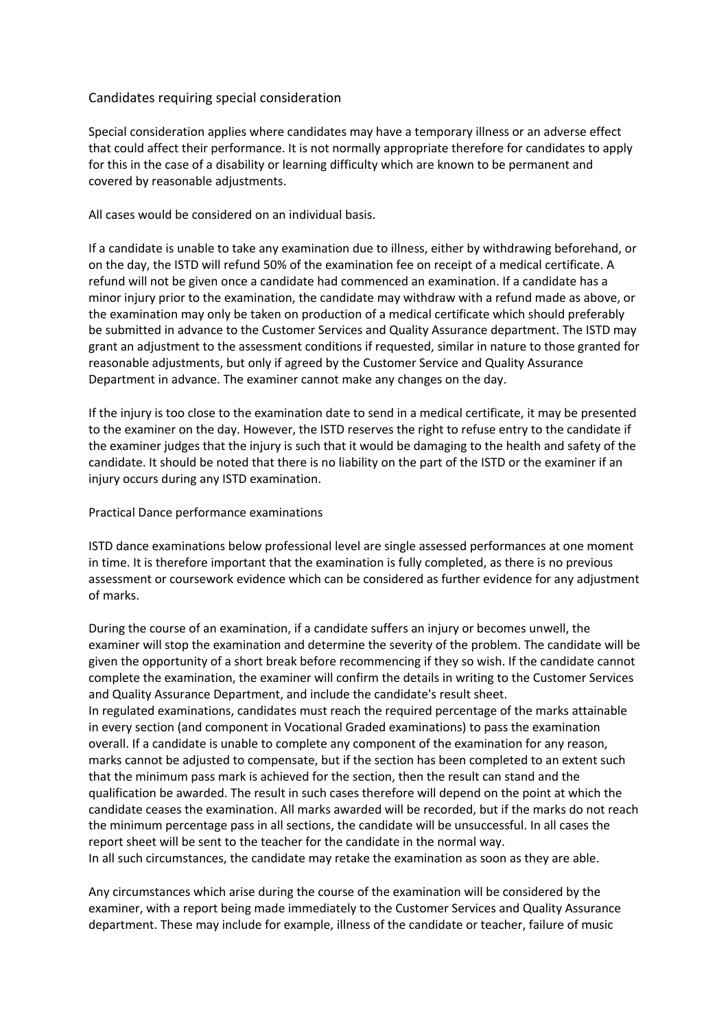## Candidates requiring special consideration

Special consideration applies where candidates may have a temporary illness or an adverse effect that could affect their performance. It is not normally appropriate therefore for candidates to apply for this in the case of a disability or learning difficulty which are known to be permanent and covered by reasonable adjustments.

All cases would be considered on an individual basis.

If a candidate is unable to take any examination due to illness, either by withdrawing beforehand, or on the day, the ISTD will refund 50% of the examination fee on receipt of a medical certificate. A refund will not be given once a candidate had commenced an examination. If a candidate has a minor injury prior to the examination, the candidate may withdraw with a refund made as above, or the examination may only be taken on production of a medical certificate which should preferably be submitted in advance to the Customer Services and Quality Assurance department. The ISTD may grant an adjustment to the assessment conditions if requested, similar in nature to those granted for reasonable adjustments, but only if agreed by the Customer Service and Quality Assurance Department in advance. The examiner cannot make any changes on the day.

If the injury is too close to the examination date to send in a medical certificate, it may be presented to the examiner on the day. However, the ISTD reserves the right to refuse entry to the candidate if the examiner judges that the injury is such that it would be damaging to the health and safety of the candidate. It should be noted that there is no liability on the part of the ISTD or the examiner if an injury occurs during any ISTD examination.

## Practical Dance performance examinations

ISTD dance examinations below professional level are single assessed performances at one moment in time. It is therefore important that the examination is fully completed, as there is no previous assessment or coursework evidence which can be considered as further evidence for any adjustment of marks.

During the course of an examination, if a candidate suffers an injury or becomes unwell, the examiner will stop the examination and determine the severity of the problem. The candidate will be given the opportunity of a short break before recommencing if they so wish. If the candidate cannot complete the examination, the examiner will confirm the details in writing to the Customer Services and Quality Assurance Department, and include the candidate's result sheet.

In regulated examinations, candidates must reach the required percentage of the marks attainable in every section (and component in Vocational Graded examinations) to pass the examination overall. If a candidate is unable to complete any component of the examination for any reason, marks cannot be adjusted to compensate, but if the section has been completed to an extent such that the minimum pass mark is achieved for the section, then the result can stand and the qualification be awarded. The result in such cases therefore will depend on the point at which the candidate ceases the examination. All marks awarded will be recorded, but if the marks do not reach the minimum percentage pass in all sections, the candidate will be unsuccessful. In all cases the report sheet will be sent to the teacher for the candidate in the normal way.

In all such circumstances, the candidate may retake the examination as soon as they are able.

Any circumstances which arise during the course of the examination will be considered by the examiner, with a report being made immediately to the Customer Services and Quality Assurance department. These may include for example, illness of the candidate or teacher, failure of music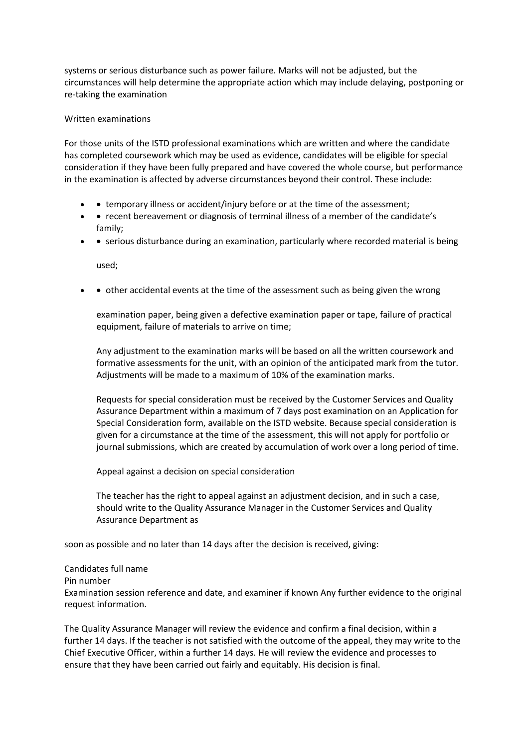systems or serious disturbance such as power failure. Marks will not be adjusted, but the circumstances will help determine the appropriate action which may include delaying, postponing or re-taking the examination

Written examinations

For those units of the ISTD professional examinations which are written and where the candidate has completed coursework which may be used as evidence, candidates will be eligible for special consideration if they have been fully prepared and have covered the whole course, but performance in the examination is affected by adverse circumstances beyond their control. These include:

- • temporary illness or accident/injury before or at the time of the assessment;
- • recent bereavement or diagnosis of terminal illness of a member of the candidate's family;
- • serious disturbance during an examination, particularly where recorded material is being

  used;

- • other accidental events at the time of the assessment such as being given the wrong

  examination paper, being given a defective examination paper or tape, failure of practical equipment, failure of materials to arrive on time;

  Any adjustment to the examination marks will be based on all the written coursework and formative assessments for the unit, with an opinion of the anticipated mark from the tutor. Adjustments will be made to a maximum of 10% of the examination marks.

  Requests for special consideration must be received by the Customer Services and Quality Assurance Department within a maximum of 7 days post examination on an Application for Special Consideration form, available on the ISTD website. Because special consideration is given for a circumstance at the time of the assessment, this will not apply for portfolio or journal submissions, which are created by accumulation of work over a long period of time.

  Appeal against a decision on special consideration

  The teacher has the right to appeal against an adjustment decision, and in such a case, should write to the Quality Assurance Manager in the Customer Services and Quality Assurance Department as

soon as possible and no later than 14 days after the decision is received, giving:

Candidates full name
Pin number
Examination session reference and date, and examiner if known Any further evidence to the original request information.

The Quality Assurance Manager will review the evidence and confirm a final decision, within a further 14 days. If the teacher is not satisfied with the outcome of the appeal, they may write to the Chief Executive Officer, within a further 14 days. He will review the evidence and processes to ensure that they have been carried out fairly and equitably. His decision is final.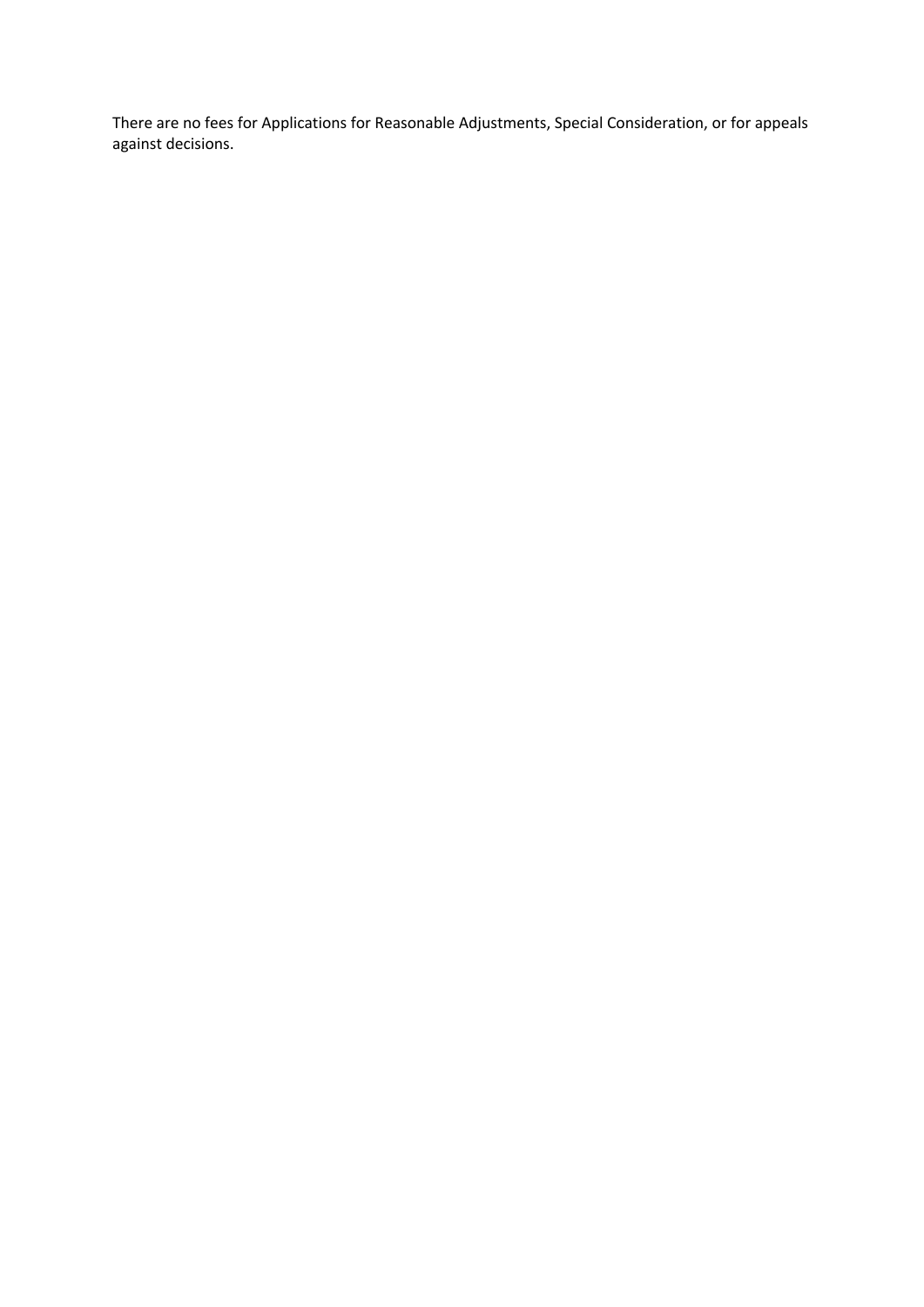There are no fees for Applications for Reasonable Adjustments, Special Consideration, or for appeals against decisions.